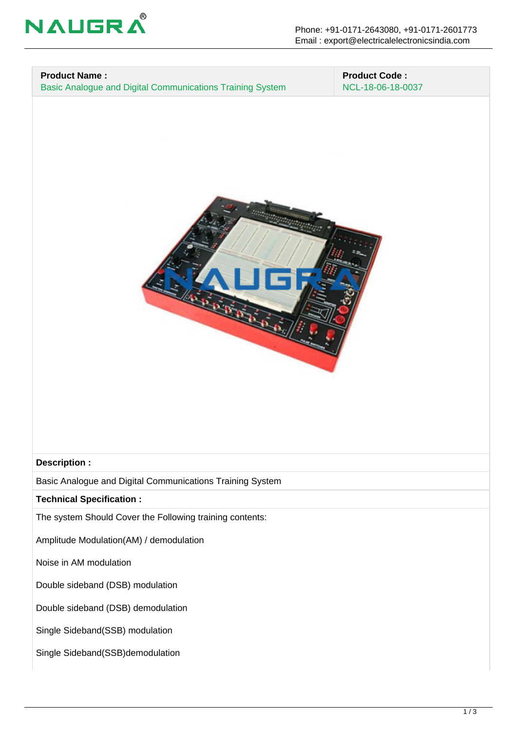| Product Name : | Product Code : |
| --- | --- |
| Basic Analogue and Digital Communications Training System | NCL-18-06-18-0037 |

**Description :**

Basic Analogue and Digital Communications Training System

**Technical Specification :**

The system Should Cover the Following training contents:

Amplitude Modulation(AM) / demodulation

Noise in AM modulation

Double sideband (DSB) modulation

Double sideband (DSB) demodulation

Single Sideband(SSB) modulation

Single Sideband(SSB)demodulation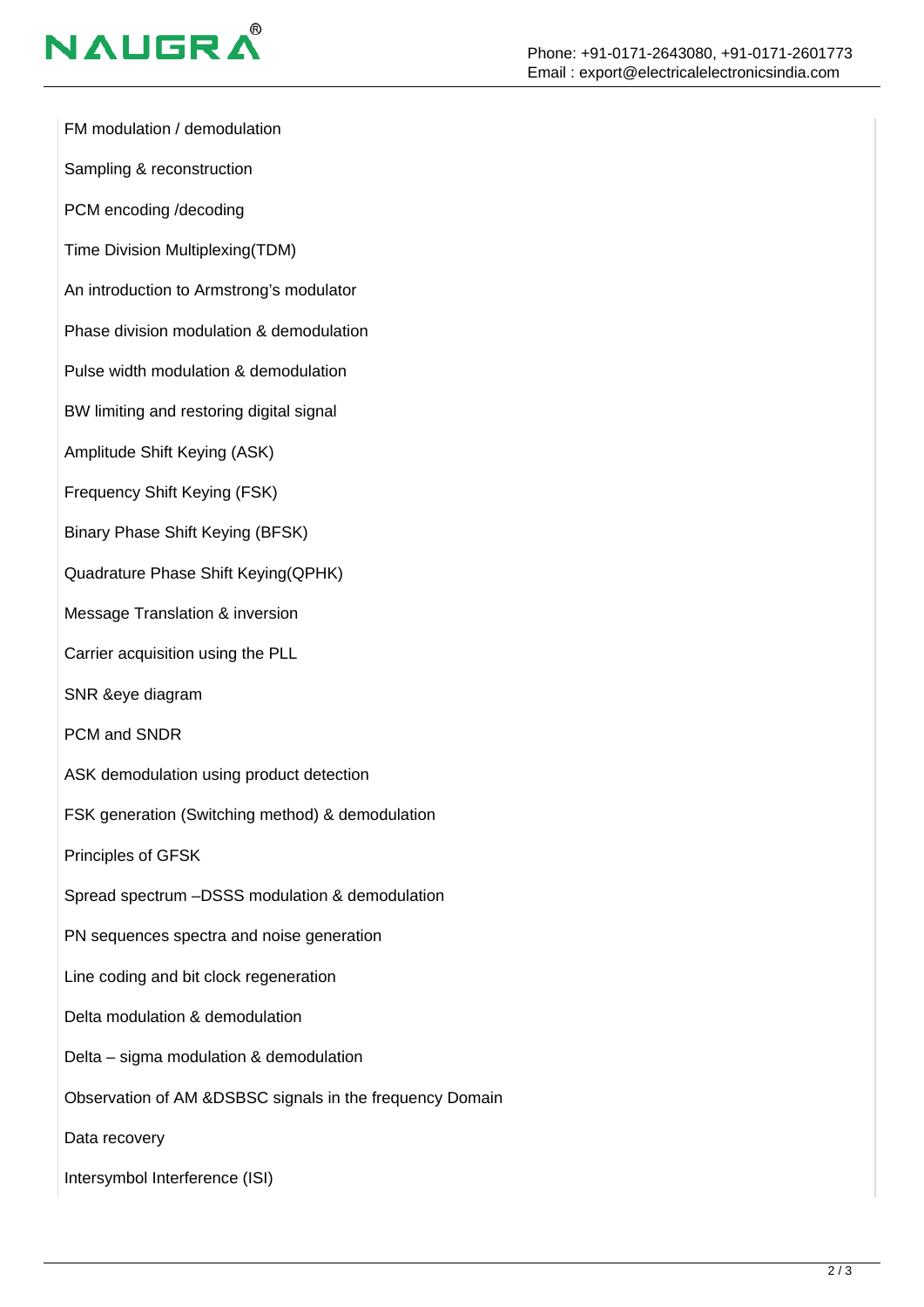FM modulation / demodulation

Sampling & reconstruction

PCM encoding /decoding

Time Division Multiplexing(TDM)

An introduction to Armstrong's modulator

Phase division modulation & demodulation

Pulse width modulation & demodulation

BW limiting and restoring digital signal

Amplitude Shift Keying (ASK)

Frequency Shift Keying (FSK)

Binary Phase Shift Keying (BFSK)

Quadrature Phase Shift Keying(QPHK)

Message Translation & inversion

Carrier acquisition using the PLL

SNR &eye diagram

PCM and SNDR

ASK demodulation using product detection

FSK generation (Switching method) & demodulation

Principles of GFSK

Spread spectrum –DSSS modulation & demodulation

PN sequences spectra and noise generation

Line coding and bit clock regeneration

Delta modulation & demodulation

Delta – sigma modulation & demodulation

Observation of AM &DSBSC signals in the frequency Domain

Data recovery

Intersymbol Interference (ISI)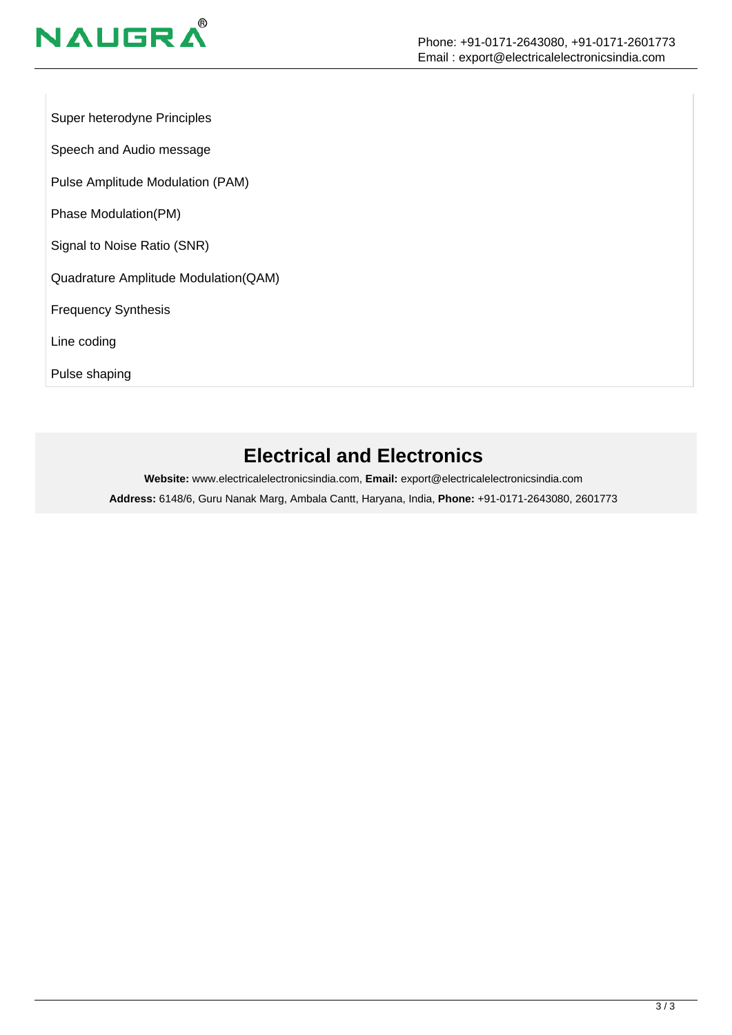Super heterodyne Principles

Speech and Audio message

Pulse Amplitude Modulation (PAM)

Phase Modulation(PM)

Signal to Noise Ratio (SNR)

Quadrature Amplitude Modulation(QAM)

Frequency Synthesis

Line coding

Pulse shaping

## Electrical and Electronics

**Website:** www.electricalelectronicsindia.com, **Email:** export@electricalelectronicsindia.com

**Address:** 6148/6, Guru Nanak Marg, Ambala Cantt, Haryana, India, **Phone:** +91-0171-2643080, 2601773